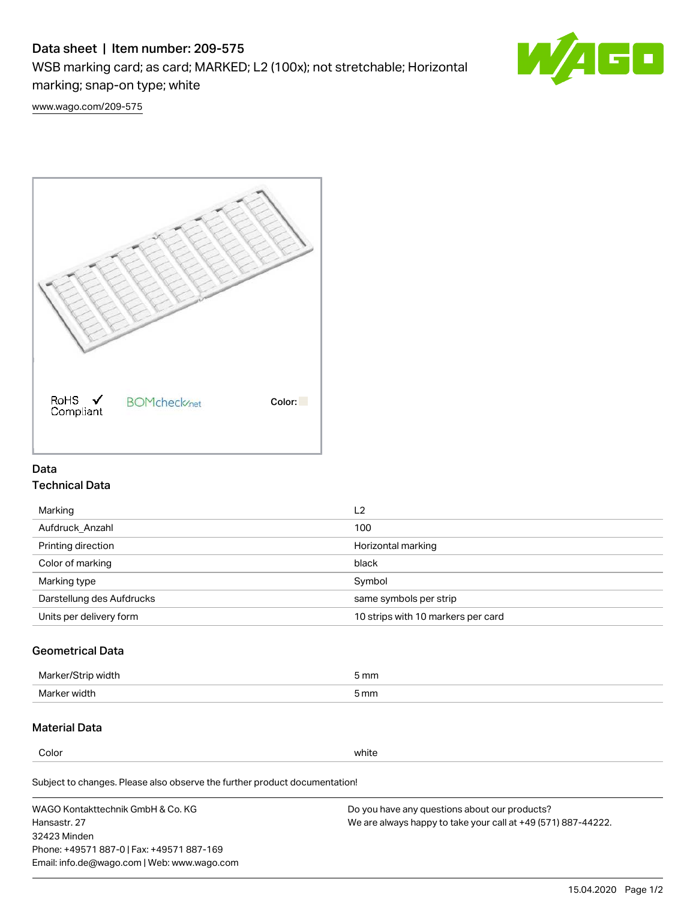# Data sheet | Item number: 209-575

WSB marking card; as card; MARKED; L2 (100x); not stretchable; Horizontal marking; snap-on type; white

www.wago.com/209-575

RoHS ✓ Compliant    BOMcheck.net    Color:

## Data

### Technical Data

| | |
|---|---|
| Marking | L2 |
| Aufdruck_Anzahl | 100 |
| Printing direction | Horizontal marking |
| Color of marking | black |
| Marking type | Symbol |
| Darstellung des Aufdrucks | same symbols per strip |
| Units per delivery form | 10 strips with 10 markers per card |

### Geometrical Data

| | |
|---|---|
| Marker/Strip width | 5 mm |
| Marker width | 5 mm |

### Material Data

| | |
|---|---|
| Color | white |

Subject to changes. Please also observe the further product documentation!

WAGO Kontakttechnik GmbH & Co. KG
Hansastr. 27
32423 Minden
Phone: +49571 887-0 | Fax: +49571 887-169
Email: info.de@wago.com | Web: www.wago.com

Do you have any questions about our products?
We are always happy to take your call at +49 (571) 887-44222.

15.04.2020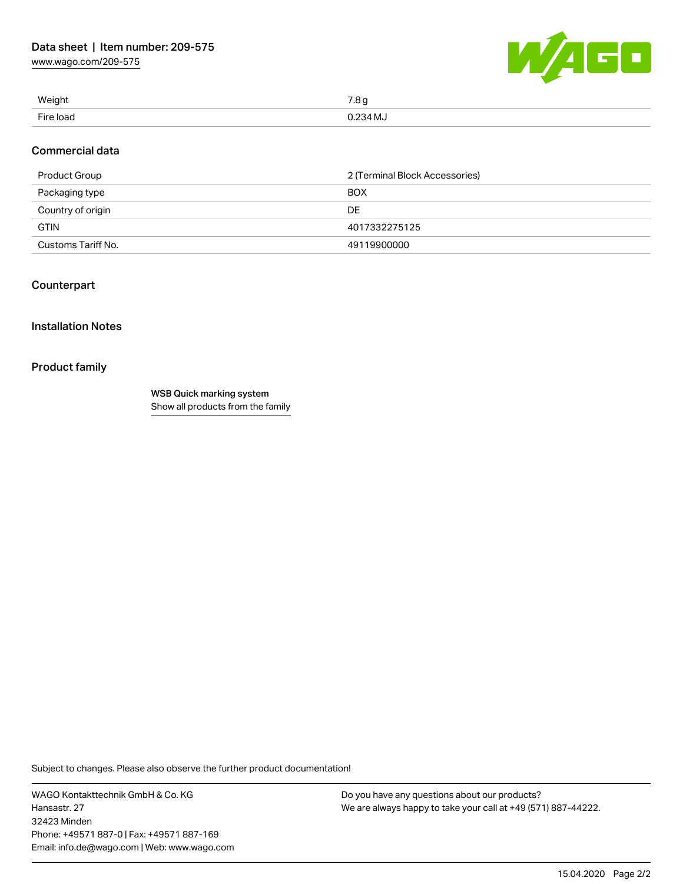| | |
|---|---|
| Weight | 7.8 g |
| Fire load | 0.234 MJ |

## Commercial data

| | |
|---|---|
| Product Group | 2 (Terminal Block Accessories) |
| Packaging type | BOX |
| Country of origin | DE |
| GTIN | 4017332275125 |
| Customs Tariff No. | 49119900000 |

## Counterpart

## Installation Notes

## Product family

**WSB Quick marking system**
Show all products from the family

Subject to changes. Please also observe the further product documentation!

WAGO Kontakttechnik GmbH & Co. KG
Hansastr. 27
32423 Minden
Phone: +49571 887-0 | Fax: +49571 887-169
Email: info.de@wago.com | Web: www.wago.com

Do you have any questions about our products?
We are always happy to take your call at +49 (571) 887-44222.